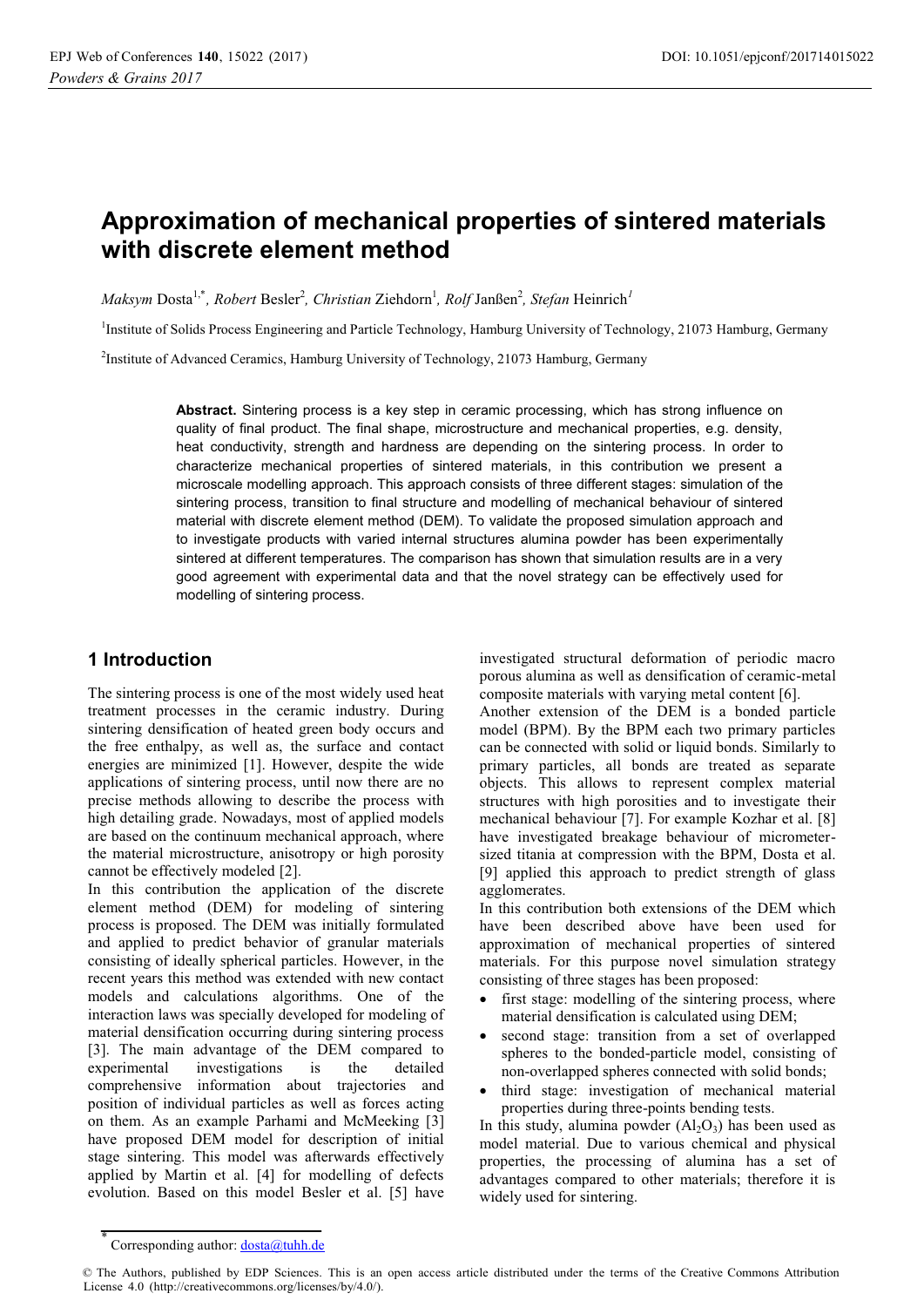# Approximation of mechanical properties of sintered materials with discrete element method

*Maksym* Dosta[1,*], *Robert* Besler[2], *Christian* Ziehdorn[1], *Rolf* Janßen[2], *Stefan* Heinrich[1]

[1]Institute of Solids Process Engineering and Particle Technology, Hamburg University of Technology, 21073 Hamburg, Germany

[2]Institute of Advanced Ceramics, Hamburg University of Technology, 21073 Hamburg, Germany

**Abstract.** Sintering process is a key step in ceramic processing, which has strong influence on quality of final product. The final shape, microstructure and mechanical properties, e.g. density, heat conductivity, strength and hardness are depending on the sintering process. In order to characterize mechanical properties of sintered materials, in this contribution we present a microscale modelling approach. This approach consists of three different stages: simulation of the sintering process, transition to final structure and modelling of mechanical behaviour of sintered material with discrete element method (DEM). To validate the proposed simulation approach and to investigate products with varied internal structures alumina powder has been experimentally sintered at different temperatures. The comparison has shown that simulation results are in a very good agreement with experimental data and that the novel strategy can be effectively used for modelling of sintering process.

## 1 Introduction

The sintering process is one of the most widely used heat treatment processes in the ceramic industry. During sintering densification of heated green body occurs and the free enthalpy, as well as, the surface and contact energies are minimized [1]. However, despite the wide applications of sintering process, until now there are no precise methods allowing to describe the process with high detailing grade. Nowadays, most of applied models are based on the continuum mechanical approach, where the material microstructure, anisotropy or high porosity cannot be effectively modeled [2].

In this contribution the application of the discrete element method (DEM) for modeling of sintering process is proposed. The DEM was initially formulated and applied to predict behavior of granular materials consisting of ideally spherical particles. However, in the recent years this method was extended with new contact models and calculations algorithms. One of the interaction laws was specially developed for modeling of material densification occurring during sintering process [3]. The main advantage of the DEM compared to experimental investigations is the detailed comprehensive information about trajectories and position of individual particles as well as forces acting on them. As an example Parhami and McMeeking [3] have proposed DEM model for description of initial stage sintering. This model was afterwards effectively applied by Martin et al. [4] for modelling of defects evolution. Based on this model Besler et al. [5] have investigated structural deformation of periodic macro porous alumina as well as densification of ceramic-metal composite materials with varying metal content [6].

Another extension of the DEM is a bonded particle model (BPM). By the BPM each two primary particles can be connected with solid or liquid bonds. Similarly to primary particles, all bonds are treated as separate objects. This allows to represent complex material structures with high porosities and to investigate their mechanical behaviour [7]. For example Kozhar et al. [8] have investigated breakage behaviour of micrometer-sized titania at compression with the BPM, Dosta et al. [9] applied this approach to predict strength of glass agglomerates.

In this contribution both extensions of the DEM which have been described above have been used for approximation of mechanical properties of sintered materials. For this purpose novel simulation strategy consisting of three stages has been proposed:

- first stage: modelling of the sintering process, where material densification is calculated using DEM;
- second stage: transition from a set of overlapped spheres to the bonded-particle model, consisting of non-overlapped spheres connected with solid bonds;
- third stage: investigation of mechanical material properties during three-points bending tests.

In this study, alumina powder ($Al_2O_3$) has been used as model material. Due to various chemical and physical properties, the processing of alumina has a set of advantages compared to other materials; therefore it is widely used for sintering.

* Corresponding author: dosta@tuhh.de

© The Authors, published by EDP Sciences. This is an open access article distributed under the terms of the Creative Commons Attribution License 4.0 (http://creativecommons.org/licenses/by/4.0/).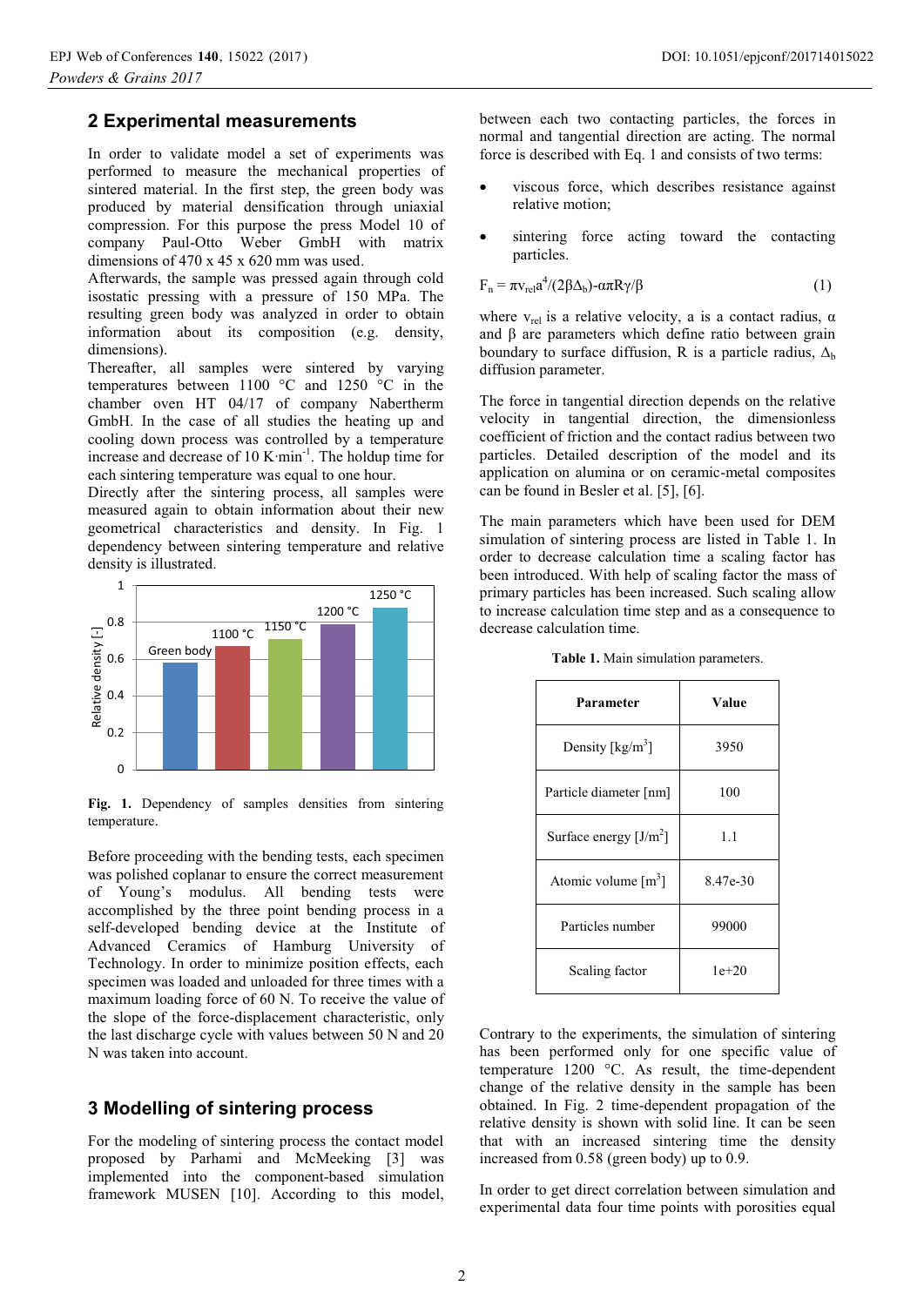## 2 Experimental measurements

In order to validate model a set of experiments was performed to measure the mechanical properties of sintered material. In the first step, the green body was produced by material densification through uniaxial compression. For this purpose the press Model 10 of company Paul-Otto Weber GmbH with matrix dimensions of 470 x 45 x 620 mm was used.
Afterwards, the sample was pressed again through cold isostatic pressing with a pressure of 150 MPa. The resulting green body was analyzed in order to obtain information about its composition (e.g. density, dimensions).
Thereafter, all samples were sintered by varying temperatures between 1100 °C and 1250 °C in the chamber oven HT 04/17 of company Nabertherm GmbH. In the case of all studies the heating up and cooling down process was controlled by a temperature increase and decrease of 10 K·min$^{-1}$. The holdup time for each sintering temperature was equal to one hour.
Directly after the sintering process, all samples were measured again to obtain information about their new geometrical characteristics and density. In Fig. 1 dependency between sintering temperature and relative density is illustrated.

**Fig. 1.** Dependency of samples densities from sintering temperature.

Before proceeding with the bending tests, each specimen was polished coplanar to ensure the correct measurement of Young's modulus. All bending tests were accomplished by the three point bending process in a self-developed bending device at the Institute of Advanced Ceramics of Hamburg University of Technology. In order to minimize position effects, each specimen was loaded and unloaded for three times with a maximum loading force of 60 N. To receive the value of the slope of the force-displacement characteristic, only the last discharge cycle with values between 50 N and 20 N was taken into account.

## 3 Modelling of sintering process

For the modeling of sintering process the contact model proposed by Parhami and McMeeking [3] was implemented into the component-based simulation framework MUSEN [10]. According to this model, between each two contacting particles, the forces in normal and tangential direction are acting. The normal force is described with Eq. 1 and consists of two terms:

- viscous force, which describes resistance against relative motion;
- sintering force acting toward the contacting particles.

$$F_n = \pi v_{rel} a^4/(2\beta\Delta_b) - \alpha\pi R\gamma/\beta \qquad (1)$$

where $v_{rel}$ is a relative velocity, a is a contact radius, $\alpha$ and $\beta$ are parameters which define ratio between grain boundary to surface diffusion, R is a particle radius, $\Delta_b$ diffusion parameter.

The force in tangential direction depends on the relative velocity in tangential direction, the dimensionless coefficient of friction and the contact radius between two particles. Detailed description of the model and its application on alumina or on ceramic-metal composites can be found in Besler et al. [5], [6].

The main parameters which have been used for DEM simulation of sintering process are listed in Table 1. In order to decrease calculation time a scaling factor has been introduced. With help of scaling factor the mass of primary particles has been increased. Such scaling allow to increase calculation time step and as a consequence to decrease calculation time.

**Table 1.** Main simulation parameters.

| Parameter | Value |
|---|---|
| Density [kg/m$^3$] | 3950 |
| Particle diameter [nm] | 100 |
| Surface energy [J/m$^2$] | 1.1 |
| Atomic volume [m$^3$] | 8.47e-30 |
| Particles number | 99000 |
| Scaling factor | 1e+20 |

Contrary to the experiments, the simulation of sintering has been performed only for one specific value of the temperature 1200 °C. As result, the time-dependent change of the relative density in the sample has been obtained. In Fig. 2 time-dependent propagation of the relative density is shown with solid line. It can be seen that with an increased sintering time the density increased from 0.58 (green body) up to 0.9.

In order to get direct correlation between simulation and experimental data four time points with porosities equal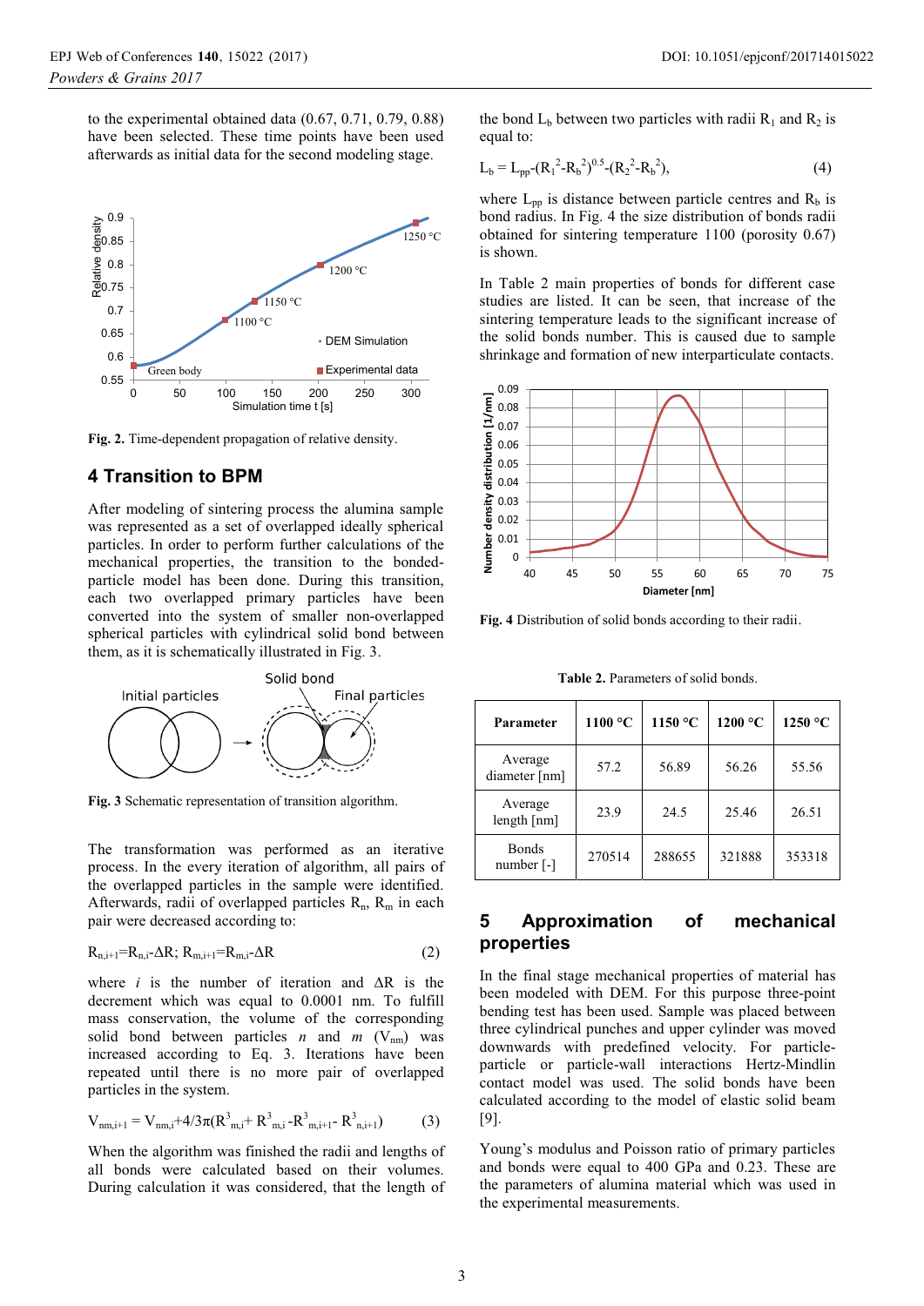to the experimental obtained data (0.67, 0.71, 0.79, 0.88) have been selected. These time points have been used afterwards as initial data for the second modeling stage.

**Fig. 2.** Time-dependent propagation of relative density.

## 4 Transition to BPM

After modeling of sintering process the alumina sample was represented as a set of overlapped ideally spherical particles. In order to perform further calculations of the mechanical properties, the transition to the bonded-particle model has been done. During this transition, each two overlapped primary particles have been converted into the system of smaller non-overlapped spherical particles with cylindrical solid bond between them, as it is schematically illustrated in Fig. 3.

**Fig. 3** Schematic representation of transition algorithm.

The transformation was performed as an iterative process. In the every iteration of algorithm, all pairs of the overlapped particles in the sample were identified. Afterwards, radii of overlapped particles $R_n$, $R_m$ in each pair were decreased according to:

$$R_{n,i+1}=R_{n,i}-\Delta R;\ R_{m,i+1}=R_{m,i}-\Delta R \qquad (2)$$

where $i$ is the number of iteration and $\Delta R$ is the decrement which was equal to 0.0001 nm. To fulfill mass conservation, the volume of the corresponding solid bond between particles $n$ and $m$ ($V_{nm}$) was increased according to Eq. 3. Iterations have been repeated until there is no more pair of overlapped particles in the system.

$$V_{nm,i+1} = V_{nm,i}+4/3\pi(R^3_{m,i}+ R^3_{m,i} -R^3_{m,i+1}- R^3_{n,i+1}) \qquad (3)$$

When the algorithm was finished the radii and lengths of all bonds were calculated based on their volumes. During calculation it was considered, that the length of the bond $L_b$ between two particles with radii $R_1$ and $R_2$ is equal to:

$$L_b = L_{pp}-(R_1^2-R_b^2)^{0.5}-(R_2^2-R_b^2), \qquad (4)$$

where $L_{pp}$ is distance between particle centres and $R_b$ is bond radius. In Fig. 4 the size distribution of bonds radii obtained for sintering temperature 1100 (porosity 0.67) is shown.

In Table 2 main properties of bonds for different case studies are listed. It can be seen, that increase of the sintering temperature leads to the significant increase of the solid bonds number. This is caused due to sample shrinkage and formation of new interparticulate contacts.

**Fig. 4** Distribution of solid bonds according to their radii.

**Table 2.** Parameters of solid bonds.

| Parameter | 1100 °C | 1150 °C | 1200 °C | 1250 °C |
|---|---|---|---|---|
| Average diameter [nm] | 57.2 | 56.89 | 56.26 | 55.56 |
| Average length [nm] | 23.9 | 24.5 | 25.46 | 26.51 |
| Bonds number [-] | 270514 | 288655 | 321888 | 353318 |

## 5 Approximation of mechanical properties

In the final stage mechanical properties of material has been modeled with DEM. For this purpose three-point bending test has been used. Sample was placed between three cylindrical punches and upper cylinder was moved downwards with predefined velocity. For particle-particle or particle-wall interactions Hertz-Mindlin contact model was used. The solid bonds have been calculated according to the model of elastic solid beam [9].

Young's modulus and Poisson ratio of primary particles and bonds were equal to 400 GPa and 0.23. These are the parameters of alumina material which was used in the experimental measurements.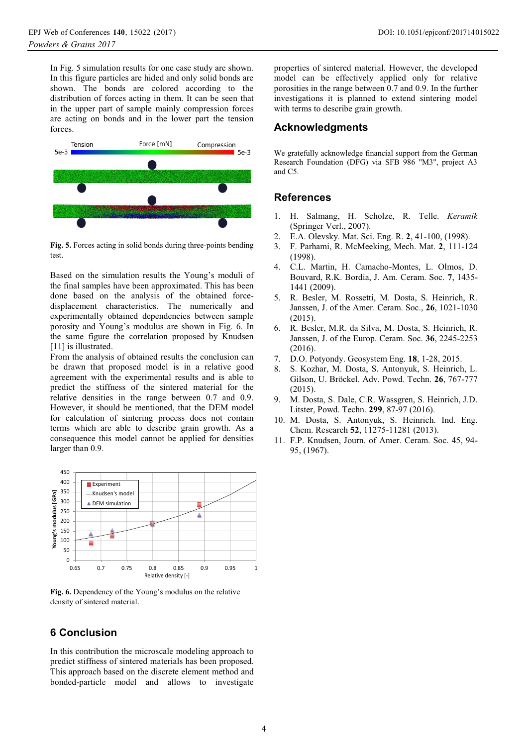In Fig. 5 simulation results for one case study are shown. In this figure particles are hided and only solid bonds are shown. The bonds are colored according to the distribution of forces acting in them. It can be seen that in the upper part of sample mainly compression forces are acting on bonds and in the lower part the tension forces.

Tension
Force [mN]
Compression
5e-3
5e-3

**Fig. 5.** Forces acting in solid bonds during three-points bending test.

Based on the simulation results the Young's moduli of the final samples have been approximated. This has been done based on the analysis of the obtained force-displacement characteristics. The numerically and experimentally obtained dependencies between sample porosity and Young's modulus are shown in Fig. 6. In the same figure the correlation proposed by Knudsen [11] is illustrated.

From the analysis of obtained results the conclusion can be drawn that proposed model is in a relative good agreement with the experimental results and is able to predict the stiffness of the sintered material for the relative densities in the range between 0.7 and 0.9. However, it should be mentioned, that the DEM model for calculation of sintering process does not contain terms which are able to describe grain growth. As a consequence this model cannot be applied for densities larger than 0.9.

Young's modulus [GPa]
450
400
350
300
250
200
150
100
50
0
0.65
0.7
0.75
0.8
0.85
0.9
0.95
1
Relative density [-]
Experiment
Knudsen's model
DEM simulation

**Fig. 6.** Dependency of the Young's modulus on the relative density of sintered material.

## 6 Conclusion

In this contribution the microscale modeling approach to predict stiffness of sintered materials has been proposed. This approach based on the discrete element method and bonded-particle model and allows to investigate properties of sintered material. However, the developed model can be effectively applied only for relative porosities in the range between 0.7 and 0.9. In the further investigations it is planned to extend sintering model with terms to describe grain growth.

## Acknowledgments

We gratefully acknowledge financial support from the German Research Foundation (DFG) via SFB 986 "M3", project A3 and C5.

## References

1. H. Salmang, H. Scholze, R. Telle. *Keramik* (Springer Verl., 2007).
2. E.A. Olevsky. Mat. Sci. Eng. R. **2**, 41-100, (1998).
3. F. Parhami, R. McMeeking, Mech. Mat. **2**, 111-124 (1998).
4. C.L. Martin, H. Camacho-Montes, L. Olmos, D. Bouvard, R.K. Bordia, J. Am. Ceram. Soc. **7**, 1435-1441 (2009).
5. R. Besler, M. Rossetti, M. Dosta, S. Heinrich, R. Janssen, J. of the Amer. Ceram. Soc., **26**, 1021-1030 (2015).
6. R. Besler, M.R. da Silva, M. Dosta, S. Heinrich, R. Janssen, J. of the Europ. Ceram. Soc. **36**, 2245-2253 (2016).
7. D.O. Potyondy. Geosystem Eng. **18**, 1-28, 2015.
8. S. Kozhar, M. Dosta, S. Antonyuk, S. Heinrich, L. Gilson, U. Bröckel. Adv. Powd. Techn. **26**, 767-777 (2015).
9. M. Dosta, S. Dale, C.R. Wassgren, S. Heinrich, J.D. Litster, Powd. Techn. **299**, 87-97 (2016).
10. M. Dosta, S. Antonyuk, S. Heinrich. Ind. Eng. Chem. Research **52**, 11275-11281 (2013).
11. F.P. Knudsen, Journ. of Amer. Ceram. Soc. 45, 94-95, (1967).